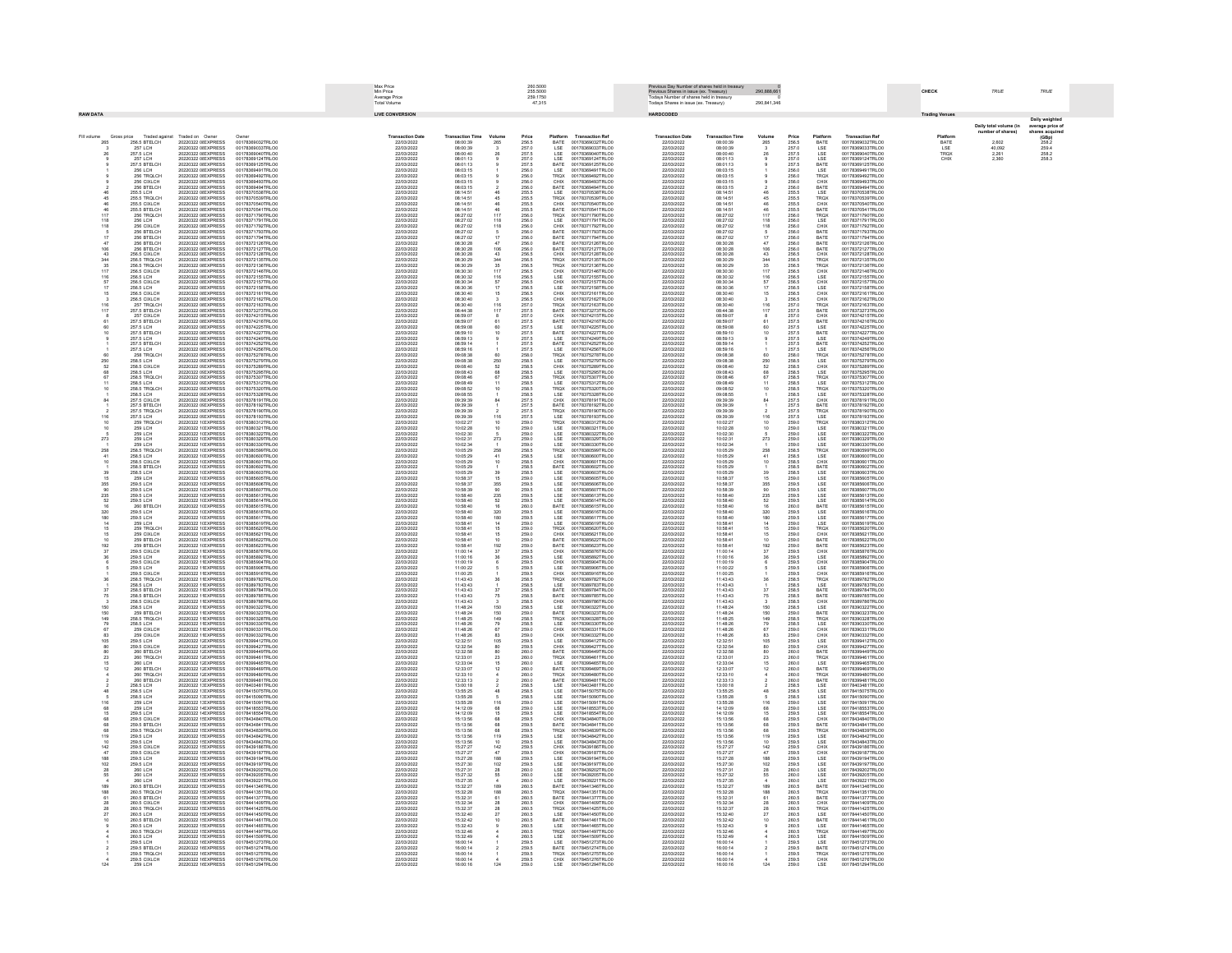| | |
|---|---|
| Max Price | 260.5000 |
| Min Price | 255.5000 |
| Average Price | 259.1750 |
| Total Volume | 47,315 |

| | |
|---|---|
| Previous Day Number of shares held in treasury | 0 |
| Previous Shares in issue (ex. Treasury) | 290,888,661 |
| Todays Number of shares held in treasury | |
| Todays Shares in issue (ex. Treasury) | 290,841,346 |

| CHECK | TRUE | TRUE |
|---|---|---|

## RAW DATA

## LIVE CONVERSION

## HARDCODED

| Transaction Date | Transaction Time | Volume | Price | Platform | Transaction Ref |
|---|---|---|---|---|---|
| 22/03/2022 | 08:00:39 | 265 | 256.5 | BATE | 00178369032TRLO0 |
| 22/03/2022 | 08:00:39 | 3 | 257.0 | LSE | 00178369033TRLO0 |
| 22/03/2022 | 08:00:40 | 26 | 257.5 | LSE | 00178369040TRLO0 |
| 22/03/2022 | 08:01:13 | 9 | 257.0 | LSE | 00178369124TRLO0 |
| 22/03/2022 | 08:01:13 | 9 | 257.5 | BATE | 00178369125TRLO0 |
| 22/03/2022 | 08:03:15 | 1 | 256.0 | LSE | 00178369491TRLO0 |
| 22/03/2022 | 08:03:15 | 9 | 256.0 | TRQX | 00178369492TRLO0 |
| 22/03/2022 | 08:03:15 | 9 | 256.0 | CHIX | 00178369493TRLO0 |
| 22/03/2022 | 08:03:15 | 2 | 256.0 | BATE | 00178369494TRLO0 |
| 22/03/2022 | 08:14:51 | 46 | 255.5 | LSE | 00178370538TRLO0 |
| 22/03/2022 | 08:14:51 | 45 | 255.5 | TRQX | 00178370539TRLO0 |
| 22/03/2022 | 08:14:51 | 46 | 255.5 | CHIX | 00178370540TRLO0 |
| 22/03/2022 | 08:14:51 | 46 | 255.5 | BATE | 00178370541TRLO0 |
| 22/03/2022 | 08:27:02 | 117 | 256.0 | TRQX | 00178371790TRLO0 |
| 22/03/2022 | 08:27:02 | 118 | 256.0 | LSE | 00178371791TRLO0 |
| 22/03/2022 | 08:27:02 | 118 | 256.0 | CHIX | 00178371792TRLO0 |
| 22/03/2022 | 08:27:02 | 5 | 256.0 | BATE | 00178371793TRLO0 |
| 22/03/2022 | 08:27:02 | 17 | 256.0 | BATE | 00178371794TRLO0 |
| 22/03/2022 | 08:30:28 | 47 | 256.0 | BATE | 00178372126TRLO0 |
| 22/03/2022 | 08:30:28 | 106 | 256.0 | BATE | 00178372127TRLO0 |
| 22/03/2022 | 08:30:28 | 43 | 256.5 | CHIX | 00178372128TRLO0 |
| 22/03/2022 | 08:30:29 | 344 | 256.5 | TRQX | 00178372135TRLO0 |
| 22/03/2022 | 08:30:29 | 35 | 256.5 | TRQX | 00178372136TRLO0 |
| 22/03/2022 | 08:30:30 | 117 | 256.5 | CHIX | 00178372146TRLO0 |
| 22/03/2022 | 08:30:32 | 116 | 256.5 | LSE | 00178372155TRLO0 |
| 22/03/2022 | 08:30:34 | 57 | 256.5 | CHIX | 00178372157TRLO0 |
| 22/03/2022 | 08:30:36 | 17 | 256.5 | LSE | 00178372158TRLO0 |
| 22/03/2022 | 08:30:40 | 15 | 256.5 | CHIX | 00178372161TRLO0 |
| 22/03/2022 | 08:30:40 | 3 | 256.5 | CHIX | 00178372162TRLO0 |
| 22/03/2022 | 08:30:40 | 116 | 257.0 | TRQX | 00178372163TRLO0 |
| 22/03/2022 | 08:44:38 | 117 | 257.5 | BATE | 00178373273TRLO0 |
| 22/03/2022 | 08:59:07 | 8 | 257.0 | CHIX | 00178374215TRLO0 |
| 22/03/2022 | 08:59:07 | 61 | 257.5 | BATE | 00178374216TRLO0 |
| 22/03/2022 | 08:59:08 | 60 | 257.5 | LSE | 00178374225TRLO0 |
| 22/03/2022 | 08:59:10 | 10 | 257.5 | BATE | 00178374227TRLO0 |
| 22/03/2022 | 08:59:13 | 9 | 257.5 | LSE | 00178374249TRLO0 |
| 22/03/2022 | 08:59:14 | 1 | 257.5 | BATE | 00178374252TRLO0 |
| 22/03/2022 | 08:59:16 | 1 | 257.5 | LSE | 00178374256TRLO0 |
| 22/03/2022 | 09:08:38 | 60 | 258.0 | TRQX | 00178375278TRLO0 |
| 22/03/2022 | 09:08:38 | 250 | 258.5 | LSE | 00178375279TRLO0 |
| 22/03/2022 | 09:08:40 | 52 | 258.5 | CHIX | 00178375289TRLO0 |
| 22/03/2022 | 09:08:43 | 68 | 258.5 | LSE | 00178375295TRLO0 |
| 22/03/2022 | 09:08:46 | 67 | 258.5 | TRQX | 00178375307TRLO0 |
| 22/03/2022 | 09:08:49 | 11 | 258.5 | LSE | 00178375312TRLO0 |
| 22/03/2022 | 09:08:52 | 10 | 258.5 | TRQX | 00178375320TRLO0 |
| 22/03/2022 | 09:08:55 | 1 | 258.5 | LSE | 00178375328TRLO0 |
| 22/03/2022 | 09:39:39 | 84 | 257.5 | CHIX | 00178378191TRLO0 |
| 22/03/2022 | 09:39:39 | 1 | 257.5 | BATE | 00178378192TRLO0 |
| 22/03/2022 | 09:39:39 | 2 | 257.5 | TRQX | 00178378190TRLO0 |
| 22/03/2022 | 09:39:39 | 116 | 257.5 | LSE | 00178378193TRLO0 |
| 22/03/2022 | 10:02:27 | 10 | 259.0 | TRQX | 00178380312TRLO0 |
| 22/03/2022 | 10:02:28 | 10 | 259.0 | LSE | 00178380321TRLO0 |
| 22/03/2022 | 10:02:30 | 5 | 259.0 | LSE | 00178380322TRLO0 |
| 22/03/2022 | 10:02:31 | 273 | 259.0 | LSE | 00178380329TRLO0 |
| 22/03/2022 | 10:02:34 | 1 | 259.0 | LSE | 00178380330TRLO0 |
| 22/03/2022 | 10:05:29 | 258 | 258.5 | TRQX | 00178380599TRLO0 |
| 22/03/2022 | 10:05:29 | 41 | 258.5 | LSE | 00178380600TRLO0 |
| 22/03/2022 | 10:05:29 | 10 | 258.5 | CHIX | 00178380601TRLO0 |
| 22/03/2022 | 10:05:29 | 1 | 258.5 | BATE | 00178380602TRLO0 |
| 22/03/2022 | 10:05:29 | 39 | 258.5 | LSE | 00178380603TRLO0 |
| 22/03/2022 | 10:58:37 | 15 | 259.0 | LSE | 00178385605TRLO0 |
| 22/03/2022 | 10:58:37 | 355 | 259.5 | LSE | 00178385606TRLO0 |
| 22/03/2022 | 10:58:39 | 90 | 259.5 | LSE | 00178385607TRLO0 |
| 22/03/2022 | 10:58:40 | 235 | 259.5 | LSE | 00178385613TRLO0 |
| 22/03/2022 | 10:58:40 | 52 | 259.5 | LSE | 00178385614TRLO0 |
| 22/03/2022 | 10:58:40 | 16 | 260.0 | BATE | 00178385615TRLO0 |
| 22/03/2022 | 10:58:40 | 320 | 259.5 | LSE | 00178385616TRLO0 |
| 22/03/2022 | 10:58:40 | 180 | 259.5 | LSE | 00178385617TRLO0 |
| 22/03/2022 | 10:58:41 | 14 | 259.0 | LSE | 00178385619TRLO0 |
| 22/03/2022 | 10:58:41 | 15 | 259.0 | TRQX | 00178385620TRLO0 |
| 22/03/2022 | 10:58:41 | 15 | 259.0 | CHIX | 00178385621TRLO0 |
| 22/03/2022 | 10:58:41 | 10 | 259.0 | BATE | 00178385622TRLO0 |
| 22/03/2022 | 10:58:41 | 192 | 259.0 | BATE | 00178385623TRLO0 |
| 22/03/2022 | 11:00:14 | 37 | 259.5 | CHIX | 00178385878TRLO0 |
| 22/03/2022 | 11:00:16 | 36 | 259.5 | LSE | 00178385892TRLO0 |
| 22/03/2022 | 11:00:19 | 6 | 259.5 | CHIX | 00178385904TRLO0 |
| 22/03/2022 | 11:00:22 | 5 | 259.5 | LSE | 00178385906TRLO0 |
| 22/03/2022 | 11:00:25 | 1 | 259.5 | CHIX | 00178385916TRLO0 |
| 22/03/2022 | 11:43:43 | 36 | 258.5 | TRQX | 00178389782TRLO0 |
| 22/03/2022 | 11:43:43 | 1 | 258.5 | LSE | 00178389783TRLO0 |
| 22/03/2022 | 11:43:43 | 37 | 258.5 | BATE | 00178389784TRLO0 |
| 22/03/2022 | 11:43:43 | 75 | 258.5 | BATE | 00178389785TRLO0 |
| 22/03/2022 | 11:43:43 | 3 | 258.5 | CHIX | 00178389786TRLO0 |
| 22/03/2022 | 11:48:24 | 150 | 258.5 | LSE | 00178390322TRLO0 |
| 22/03/2022 | 11:48:24 | 150 | 259.0 | BATE | 00178390323TRLO0 |
| 22/03/2022 | 11:48:25 | 149 | 258.5 | TRQX | 00178390328TRLO0 |
| 22/03/2022 | 11:48:26 | 79 | 258.5 | LSE | 00178390330TRLO0 |
| 22/03/2022 | 11:48:26 | 67 | 259.0 | LSE | 00178390331TRLO0 |
| 22/03/2022 | 11:48:26 | 83 | 259.0 | CHIX | 00178390332TRLO0 |
| 22/03/2022 | 12:32:51 | 105 | 259.5 | LSE | 00178399412TRLO0 |
| 22/03/2022 | 12:32:54 | 80 | 259.5 | CHIX | 00178399427TRLO0 |
| 22/03/2022 | 12:32:58 | 80 | 260.0 | BATE | 00178399449TRLO0 |
| 22/03/2022 | 12:33:01 | 23 | 260.0 | TRQX | 00178399461TRLO0 |
| 22/03/2022 | 12:33:04 | 15 | 260.0 | LSE | 00178399465TRLO0 |
| 22/03/2022 | 12:33:07 | 12 | 260.0 | BATE | 00178399469TRLO0 |
| 22/03/2022 | 12:33:10 | 4 | 260.0 | TRQX | 00178399480TRLO0 |
| 22/03/2022 | 12:33:13 | 2 | 260.0 | BATE | 00178399481TRLO0 |
| 22/03/2022 | 13:00:18 | 2 | 258.5 | LSE | 00178403481TRLO0 |
| 22/03/2022 | 13:55:25 | 48 | 258.5 | LSE | 00178415075TRLO0 |
| 22/03/2022 | 13:55:28 | 5 | 258.5 | LSE | 00178415090TRLO0 |
| 22/03/2022 | 13:55:28 | 116 | 259.0 | LSE | 00178415091TRLO0 |
| 22/03/2022 | 14:12:09 | 68 | 259.0 | LSE | 00178418853TRLO0 |
| 22/03/2022 | 14:12:09 | 15 | 259.5 | LSE | 00178418854TRLO0 |
| 22/03/2022 | 15:13:56 | 68 | 259.5 | CHIX | 00178434840TRLO0 |
| 22/03/2022 | 15:13:56 | 68 | 259.5 | BATE | 00178434841TRLO0 |
| 22/03/2022 | 15:13:56 | 68 | 259.5 | TRQX | 00178434839TRLO0 |
| 22/03/2022 | 15:13:56 | 119 | 259.5 | LSE | 00178434842TRLO0 |
| 22/03/2022 | 15:13:56 | 10 | 259.5 | LSE | 00178434843TRLO0 |
| 22/03/2022 | 15:27:27 | 142 | 259.5 | LSE | 00178439186TRLO0 |
| 22/03/2022 | 15:27:27 | 47 | 259.5 | CHIX | 00178439187TRLO0 |
| 22/03/2022 | 15:27:28 | 188 | 259.5 | LSE | 00178439194TRLO0 |
| 22/03/2022 | 15:27:30 | 102 | 259.5 | LSE | 00178439197TRLO0 |
| 22/03/2022 | 15:27:31 | 28 | 260.0 | LSE | 00178439202TRLO0 |
| 22/03/2022 | 15:27:32 | 55 | 260.0 | LSE | 00178439205TRLO0 |
| 22/03/2022 | 15:27:35 | 4 | 260.0 | LSE | 00178439221TRLO0 |
| 22/03/2022 | 15:32:27 | 189 | 260.5 | BATE | 00178441346TRLO0 |
| 22/03/2022 | 15:32:28 | 188 | 260.5 | TRQX | 00178441351TRLO0 |
| 22/03/2022 | 15:32:31 | 61 | 260.5 | BATE | 00178441377TRLO0 |
| 22/03/2022 | 15:32:34 | 28 | 260.5 | CHIX | 00178441409TRLO0 |
| 22/03/2022 | 15:32:37 | 28 | 260.5 | TRQX | 00178441425TRLO0 |
| 22/03/2022 | 15:32:40 | 27 | 260.5 | LSE | 00178441450TRLO0 |
| 22/03/2022 | 15:32:42 | 10 | 260.5 | BATE | 00178441461TRLO0 |
| 22/03/2022 | 15:32:43 | 9 | 260.5 | LSE | 00178441465TRLO0 |
| 22/03/2022 | 15:32:46 | 4 | 260.5 | TRQX | 00178441497TRLO0 |
| 22/03/2022 | 15:32:49 | 4 | 260.5 | LSE | 00178441509TRLO0 |
| 22/03/2022 | 16:00:14 | 1 | 259.5 | LSE | 00178451273TRLO0 |
| 22/03/2022 | 16:00:14 | 2 | 259.5 | BATE | 00178451274TRLO0 |
| 22/03/2022 | 16:00:14 | 1 | 259.5 | TRQX | 00178451275TRLO0 |
| 22/03/2022 | 16:00:14 | 4 | 259.5 | CHIX | 00178451276TRLO0 |
| 22/03/2022 | 16:00:16 | 124 | 259.0 | LSE | 00178451294TRLO0 |

## Trading Venues

| Platform | Daily total volume (in number of shares) | Daily weighted average price of shares acquired (GBp) |
|---|---|---|
| BATE | 2,602 | 259.2 |
| LSE | 40,092 | 259.4 |
| TRQX | 2,261 | 258.2 |
| CHIX | 2,360 | 258.3 |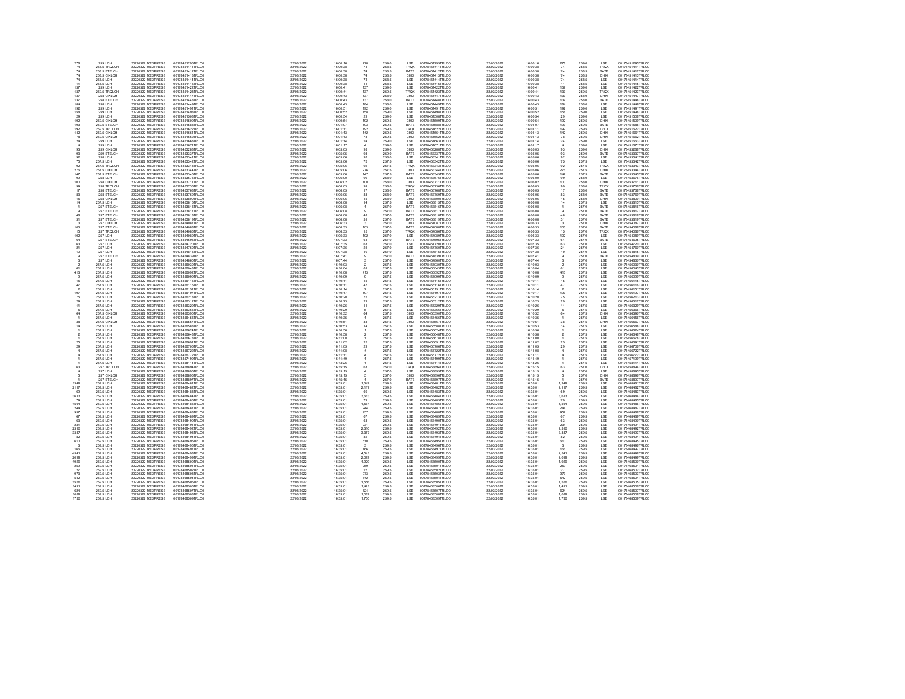| | | | | | | | | | | | | | | | |
|---|---|---|---|---|---|---|---|---|---|---|---|---|---|---|---|
| 278 | 259 LCH | 20220322 !EXPRESS | 00178451295TRLO0 | 22/03/2022 | 16:00:16 | 278 | 259.0 | LSE | 00178451295TRLO0 | 22/03/2022 | 16:00:16 | 278 | 259.0 | LSE | 00178451295TRLO0 |
| 74 | 258.5 TRQLCH | 20220322 !EXPRESS | 00178451411TRLO0 | 22/03/2022 | 16:00:38 | 74 | 258.5 | TRQX | 00178451411TRLO0 | 22/03/2022 | 16:00:38 | 74 | 258.5 | TRQX | 00178451411TRLO0 |
| 74 | 258.5 BTELCH | 20220322 !EXPRESS | 00178451412TRLO0 | 22/03/2022 | 16:00:38 | 74 | 258.5 | BATE | 00178451412TRLO0 | 22/03/2022 | 16:00:38 | 74 | 258.5 | BATE | 00178451412TRLO0 |
| 74 | 258.5 CXLCH | 20220322 !EXPRESS | 00178451413TRLO0 | 22/03/2022 | 16:00:38 | 74 | 258.5 | CHIX | 00178451413TRLO0 | 22/03/2022 | 16:00:38 | 74 | 258.5 | CHIX | 00178451413TRLO0 |
| 74 | 258.5 LCH | 20220322 !EXPRESS | 00178451414TRLO0 | 22/03/2022 | 16:00:38 | 74 | 258.5 | LSE | 00178451414TRLO0 | 22/03/2022 | 16:00:38 | 74 | 258.5 | LSE | 00178451414TRLO0 |
| 11 | 258.5 LCH | 20220322 !EXPRESS | 00178451415TRLO0 | 22/03/2022 | 16:00:38 | 11 | 258.5 | LSE | 00178451415TRLO0 | 22/03/2022 | 16:00:38 | 11 | 258.5 | LSE | 00178451415TRLO0 |
| 137 | 259 LCH | 20220322 !EXPRESS | 00178451422TRLO0 | 22/03/2022 | 16:00:41 | 137 | 259.0 | LSE | 00178451422TRLO0 | 22/03/2022 | 16:00:41 | 137 | 259.0 | LSE | 00178451422TRLO0 |
| 137 | 259.5 TRQLCH | 20220322 !EXPRESS | 00178451423TRLO0 | 22/03/2022 | 16:00:41 | 137 | 259.5 | TRQX | 00178451423TRLO0 | 22/03/2022 | 16:00:41 | 137 | 259.5 | TRQX | 00178451423TRLO0 |
| 137 | 258 CXLCH | 20220322 !EXPRESS | 00178451447TRLO0 | 22/03/2022 | 16:00:43 | 137 | 258.0 | CHIX | 00178451447TRLO0 | 22/03/2022 | 16:00:43 | 137 | 258.0 | CHIX | 00178451447TRLO0 |
| 137 | 258 BTELCH | 20220322 !EXPRESS | 00178451448TRLO0 | 22/03/2022 | 16:00:43 | 137 | 258.0 | BATE | 00178451448TRLO0 | 22/03/2022 | 16:00:43 | 137 | 258.0 | BATE | 00178451448TRLO0 |
| 184 | 258 LCH | 20220322 !EXPRESS | 00178451449TRLO0 | 22/03/2022 | 16:00:43 | 184 | 258.0 | LSE | 00178451449TRLO0 | 22/03/2022 | 16:00:43 | 184 | 258.0 | LSE | 00178451449TRLO0 |
| 192 | 259 LCH | 20220322 !EXPRESS | 00178451491TRLO0 | 22/03/2022 | 16:00:51 | 192 | 259.0 | LSE | 00178451491TRLO0 | 22/03/2022 | 16:00:51 | 192 | 259.0 | LSE | 00178451491TRLO0 |
| 158 | 259 LCH | 20220322 !EXPRESS | 00178451498TRLO0 | 22/03/2022 | 16:00:52 | 158 | 259.0 | LSE | 00178451498TRLO0 | 22/03/2022 | 16:00:52 | 158 | 259.0 | LSE | 00178451498TRLO0 |
| 29 | 259 LCH | 20220322 !EXPRESS | 00178451508TRLO0 | 22/03/2022 | 16:00:54 | 29 | 259.0 | LSE | 00178451508TRLO0 | 22/03/2022 | 16:00:54 | 29 | 259.0 | LSE | 00178451508TRLO0 |
| 192 | 259.5 CXLCH | 20220322 !EXPRESS | 00178451509TRLO0 | 22/03/2022 | 16:00:54 | 192 | 259.5 | CHIX | 00178451509TRLO0 | 22/03/2022 | 16:00:54 | 192 | 259.5 | CHIX | 00178451509TRLO0 |
| 193 | 259.5 BTELCH | 20220322 !EXPRESS | 00178451588TRLO0 | 22/03/2022 | 16:01:07 | 193 | 259.5 | BATE | 00178451588TRLO0 | 22/03/2022 | 16:01:07 | 193 | 259.5 | BATE | 00178451588TRLO0 |
| 192 | 259.5 TRQLCH | 20220322 !EXPRESS | 00178451622TRLO0 | 22/03/2022 | 16:01:11 | 192 | 259.5 | TRQX | 00178451622TRLO0 | 22/03/2022 | 16:01:11 | 192 | 259.5 | TRQX | 00178451622TRLO0 |
| 142 | 259.5 CXLCH | 20220322 !EXPRESS | 00178451661TRLO0 | 22/03/2022 | 16:01:13 | 142 | 259.5 | CHIX | 00178451661TRLO0 | 22/03/2022 | 16:01:13 | 142 | 259.5 | CHIX | 00178451661TRLO0 |
| 78 | 259.5 CXLCH | 20220322 !EXPRESS | 00178451662TRLO0 | 22/03/2022 | 16:01:13 | 78 | 259.5 | CHIX | 00178451662TRLO0 | 22/03/2022 | 16:01:13 | 78 | 259.5 | CHIX | 00178451662TRLO0 |
| 24 | 259 LCH | 20220322 !EXPRESS | 00178451663TRLO0 | 22/03/2022 | 16:01:14 | 24 | 259.0 | LSE | 00178451663TRLO0 | 22/03/2022 | 16:01:14 | 24 | 259.0 | LSE | 00178451663TRLO0 |
| 4 | 259 LCH | 20220322 !EXPRESS | 00178451671TRLO0 | 22/03/2022 | 16:01:17 | 4 | 259.0 | LSE | 00178451671TRLO0 | 22/03/2022 | 16:01:17 | 4 | 259.0 | LSE | 00178451671TRLO0 |
| 93 | 259 CXLCH | 20220322 !EXPRESS | 00178453288TRLO0 | 22/03/2022 | 16:05:03 | 93 | 259.0 | CHIX | 00178453288TRLO0 | 22/03/2022 | 16:05:03 | 93 | 259.0 | CHIX | 00178453288TRLO0 |
| 93 | 259 BTELCH | 20220322 !EXPRESS | 00178453337TRLO0 | 22/03/2022 | 16:05:05 | 93 | 259.0 | BATE | 00178453337TRLO0 | 22/03/2022 | 16:05:05 | 93 | 259.0 | BATE | 00178453337TRLO0 |
| 92 | 258 LCH | 20220322 !EXPRESS | 00178453341TRLO0 | 22/03/2022 | 16:05:06 | 92 | 258.0 | LSE | 00178453341TRLO0 | 22/03/2022 | 16:05:06 | 92 | 258.0 | LSE | 00178453341TRLO0 |
| 75 | 257.5 LCH | 20220322 !EXPRESS | 00178453342TRLO0 | 22/03/2022 | 16:05:06 | 75 | 257.5 | LSE | 00178453342TRLO0 | 22/03/2022 | 16:05:06 | 75 | 257.5 | LSE | 00178453342TRLO0 |
| 92 | 257.5 TRQLCH | 20220322 !EXPRESS | 00178453343TRLO0 | 22/03/2022 | 16:05:06 | 92 | 257.5 | TRQX | 00178453343TRLO0 | 22/03/2022 | 16:05:06 | 92 | 257.5 | TRQX | 00178453343TRLO0 |
| 276 | 257.5 CXLCH | 20220322 !EXPRESS | 00178453344TRLO0 | 22/03/2022 | 16:05:06 | 276 | 257.5 | CHIX | 00178453344TRLO0 | 22/03/2022 | 16:05:06 | 276 | 257.5 | CHIX | 00178453344TRLO0 |
| 147 | 257.5 BTELCH | 20220322 !EXPRESS | 00178453345TRLO0 | 22/03/2022 | 16:05:06 | 147 | 257.5 | BATE | 00178453345TRLO0 | 22/03/2022 | 16:05:06 | 147 | 257.5 | BATE | 00178453345TRLO0 |
| 99 | 258 LCH | 20220322 !EXPRESS | 00178453676TRLO0 | 22/03/2022 | 16:06:00 | 99 | 258.0 | LSE | 00178453676TRLO0 | 22/03/2022 | 16:06:00 | 99 | 258.0 | LSE | 00178453676TRLO0 |
| 100 | 258 CXLCH | 20220322 !EXPRESS | 00178453711TRLO0 | 22/03/2022 | 16:06:02 | 100 | 258.0 | CHIX | 00178453711TRLO0 | 22/03/2022 | 16:06:02 | 100 | 258.0 | CHIX | 00178453711TRLO0 |
| 99 | 258 TRQLCH | 20220322 !EXPRESS | 00178453736TRLO0 | 22/03/2022 | 16:06:03 | 99 | 258.0 | TRQX | 00178453736TRLO0 | 22/03/2022 | 16:06:03 | 99 | 258.0 | TRQX | 00178453736TRLO0 |
| 17 | 258 BTELCH | 20220322 !EXPRESS | 00178453768TRLO0 | 22/03/2022 | 16:06:05 | 17 | 258.0 | BATE | 00178453768TRLO0 | 22/03/2022 | 16:06:05 | 17 | 258.0 | BATE | 00178453768TRLO0 |
| 83 | 258 BTELCH | 20220322 !EXPRESS | 00178453769TRLO0 | 22/03/2022 | 16:06:05 | 83 | 258.0 | BATE | 00178453769TRLO0 | 22/03/2022 | 16:06:05 | 83 | 258.0 | BATE | 00178453769TRLO0 |
| 15 | 258 CXLCH | 20220322 !EXPRESS | 00178453800TRLO0 | 22/03/2022 | 16:06:06 | 15 | 258.0 | CHIX | 00178453800TRLO0 | 22/03/2022 | 16:06:06 | 15 | 258.0 | CHIX | 00178453800TRLO0 |
| 14 | 257.5 LCH | 20220322 !EXPRESS | 00178453815TRLO0 | 22/03/2022 | 16:06:08 | 14 | 257.5 | LSE | 00178453815TRLO0 | 22/03/2022 | 16:06:08 | 14 | 257.5 | LSE | 00178453815TRLO0 |
| 1 | 257 BTELCH | 20220322 !EXPRESS | 00178453816TRLO0 | 22/03/2022 | 16:06:08 | 1 | 257.0 | BATE | 00178453816TRLO0 | 22/03/2022 | 16:06:08 | 1 | 257.0 | BATE | 00178453816TRLO0 |
| 9 | 257 BTELCH | 20220322 !EXPRESS | 00178453817TRLO0 | 22/03/2022 | 16:06:08 | 9 | 257.0 | BATE | 00178453817TRLO0 | 22/03/2022 | 16:06:08 | 9 | 257.0 | BATE | 00178453817TRLO0 |
| 48 | 257 BTELCH | 20220322 !EXPRESS | 00178453818TRLO0 | 22/03/2022 | 16:06:08 | 48 | 257.0 | BATE | 00178453818TRLO0 | 22/03/2022 | 16:06:08 | 48 | 257.0 | BATE | 00178453818TRLO0 |
| 31 | 257 BTELCH | 20220322 !EXPRESS | 00178453819TRLO0 | 22/03/2022 | 16:06:08 | 31 | 257.0 | BATE | 00178453819TRLO0 | 22/03/2022 | 16:06:08 | 31 | 257.0 | BATE | 00178453819TRLO0 |
| 3 | 257 CXLCH | 20220322 !EXPRESS | 00178454087TRLO0 | 22/03/2022 | 16:06:33 | 3 | 257.0 | CHIX | 00178454087TRLO0 | 22/03/2022 | 16:06:33 | 3 | 257.0 | CHIX | 00178454087TRLO0 |
| 103 | 257 BTELCH | 20220322 !EXPRESS | 00178454088TRLO0 | 22/03/2022 | 16:06:33 | 103 | 257.0 | BATE | 00178454088TRLO0 | 22/03/2022 | 16:06:33 | 103 | 257.0 | BATE | 00178454088TRLO0 |
| 15 | 257 TRQLCH | 20220322 !EXPRESS | 00178454086TRLO0 | 22/03/2022 | 16:06:33 | 15 | 257.0 | TRQX | 00178454086TRLO0 | 22/03/2022 | 16:06:33 | 15 | 257.0 | TRQX | 00178454086TRLO0 |
| 102 | 257 LCH | 20220322 !EXPRESS | 00178454089TRLO0 | 22/03/2022 | 16:06:33 | 102 | 257.0 | LSE | 00178454089TRLO0 | 22/03/2022 | 16:06:33 | 102 | 257.0 | LSE | 00178454089TRLO0 |
| 64 | 257 BTELCH | 20220322 !EXPRESS | 00178454695TRLO0 | 22/03/2022 | 16:07:33 | 64 | 257.0 | BATE | 00178454695TRLO0 | 22/03/2022 | 16:07:33 | 64 | 257.0 | BATE | 00178454695TRLO0 |
| 63 | 257 LCH | 20220322 !EXPRESS | 00178454720TRLO0 | 22/03/2022 | 16:07:35 | 63 | 257.0 | LSE | 00178454720TRLO0 | 22/03/2022 | 16:07:35 | 63 | 257.0 | LSE | 00178454720TRLO0 |
| 21 | 257 LCH | 20220322 !EXPRESS | 00178454760TRLO0 | 22/03/2022 | 16:07:36 | 21 | 257.0 | LSE | 00178454760TRLO0 | 22/03/2022 | 16:07:36 | 21 | 257.0 | LSE | 00178454760TRLO0 |
| 10 | 257 LCH | 20220322 !EXPRESS | 00178454815TRLO0 | 22/03/2022 | 16:07:38 | 10 | 257.0 | LSE | 00178454815TRLO0 | 22/03/2022 | 16:07:38 | 10 | 257.0 | LSE | 00178454815TRLO0 |
| 9 | 257 BTELCH | 20220322 !EXPRESS | 00178454839TRLO0 | 22/03/2022 | 16:07:41 | 9 | 257.0 | BATE | 00178454839TRLO0 | 22/03/2022 | 16:07:41 | 9 | 257.0 | BATE | 00178454839TRLO0 |
| 3 | 257 LCH | 20220322 !EXPRESS | 00178454860TRLO0 | 22/03/2022 | 16:07:44 | 3 | 257.0 | LSE | 00178454860TRLO0 | 22/03/2022 | 16:07:44 | 3 | 257.0 | LSE | 00178454860TRLO0 |
| 2 | 257.5 LCH | 20220322 !EXPRESS | 00178456030TRLO0 | 22/03/2022 | 16:10:03 | 2 | 257.5 | LSE | 00178456030TRLO0 | 22/03/2022 | 16:10:03 | 2 | 257.5 | LSE | 00178456030TRLO0 |
| 61 | 257.5 LCH | 20220322 !EXPRESS | 00178456043TRLO0 | 22/03/2022 | 16:10:04 | 61 | 257.5 | LSE | 00178456043TRLO0 | 22/03/2022 | 16:10:04 | 61 | 257.5 | LSE | 00178456043TRLO0 |
| 413 | 257.5 LCH | 20220322 !EXPRESS | 00178456092TRLO0 | 22/03/2022 | 16:10:08 | 413 | 257.5 | LSE | 00178456092TRLO0 | 22/03/2022 | 16:10:08 | 413 | 257.5 | LSE | 00178456092TRLO0 |
| 9 | 257.5 LCH | 20220322 !EXPRESS | 00178456099TRLO0 | 22/03/2022 | 16:10:09 | 9 | 257.5 | LSE | 00178456099TRLO0 | 22/03/2022 | 16:10:09 | 9 | 257.5 | LSE | 00178456099TRLO0 |
| 15 | 257.5 LCH | 20220322 !EXPRESS | 00178456115TRLO0 | 22/03/2022 | 16:10:11 | 15 | 257.5 | LSE | 00178456115TRLO0 | 22/03/2022 | 16:10:11 | 15 | 257.5 | LSE | 00178456115TRLO0 |
| 47 | 257.5 LCH | 20220322 !EXPRESS | 00178456116TRLO0 | 22/03/2022 | 16:10:11 | 47 | 257.5 | LSE | 00178456116TRLO0 | 22/03/2022 | 16:10:11 | 47 | 257.5 | LSE | 00178456116TRLO0 |
| 2 | 257.5 LCH | 20220322 !EXPRESS | 00178456151TRLO0 | 22/03/2022 | 16:10:14 | 2 | 257.5 | LSE | 00178456151TRLO0 | 22/03/2022 | 16:10:14 | 2 | 257.5 | LSE | 00178456151TRLO0 |
| 197 | 257.5 LCH | 20220322 !EXPRESS | 00178456197TRLO0 | 22/03/2022 | 16:10:17 | 197 | 257.5 | LSE | 00178456197TRLO0 | 22/03/2022 | 16:10:17 | 197 | 257.5 | LSE | 00178456197TRLO0 |
| 75 | 257.5 LCH | 20220322 !EXPRESS | 00178456213TRLO0 | 22/03/2022 | 16:10:20 | 75 | 257.5 | LSE | 00178456213TRLO0 | 22/03/2022 | 16:10:20 | 75 | 257.5 | LSE | 00178456213TRLO0 |
| 29 | 257.5 LCH | 20220322 !EXPRESS | 00178456312TRLO0 | 22/03/2022 | 16:10:23 | 29 | 257.5 | LSE | 00178456312TRLO0 | 22/03/2022 | 16:10:23 | 29 | 257.5 | LSE | 00178456312TRLO0 |
| 11 | 257.5 LCH | 20220322 !EXPRESS | 00178456329TRLO0 | 22/03/2022 | 16:10:26 | 11 | 257.5 | LSE | 00178456329TRLO0 | 22/03/2022 | 16:10:26 | 11 | 257.5 | LSE | 00178456329TRLO0 |
| 5 | 257.5 LCH | 20220322 !EXPRESS | 00178456366TRLO0 | 22/03/2022 | 16:10:29 | 5 | 257.5 | LSE | 00178456366TRLO0 | 22/03/2022 | 16:10:29 | 5 | 257.5 | LSE | 00178456366TRLO0 |
| 64 | 257.5 CXLCH | 20220322 !EXPRESS | 00178456390TRLO0 | 22/03/2022 | 16:10:32 | 64 | 257.5 | CHIX | 00178456390TRLO0 | 22/03/2022 | 16:10:32 | 64 | 257.5 | CHIX | 00178456390TRLO0 |
| 1 | 257.5 LCH | 20220322 !EXPRESS | 00178456456TRLO0 | 22/03/2022 | 16:10:35 | 1 | 257.5 | LSE | 00178456456TRLO0 | 22/03/2022 | 16:10:35 | 1 | 257.5 | LSE | 00178456456TRLO0 |
| 38 | 257.5 CXLCH | 20220322 !EXPRESS | 00178456567TRLO0 | 22/03/2022 | 16:10:51 | 38 | 257.5 | CHIX | 00178456567TRLO0 | 22/03/2022 | 16:10:51 | 38 | 257.5 | CHIX | 00178456567TRLO0 |
| 14 | 257.5 LCH | 20220322 !EXPRESS | 00178456588TRLO0 | 22/03/2022 | 16:10:53 | 14 | 257.5 | LSE | 00178456588TRLO0 | 22/03/2022 | 16:10:53 | 14 | 257.5 | LSE | 00178456588TRLO0 |
| 1 | 257.5 LCH | 20220322 !EXPRESS | 00178456624TRLO0 | 22/03/2022 | 16:10:56 | 1 | 257.5 | LSE | 00178456624TRLO0 | 22/03/2022 | 16:10:56 | 1 | 257.5 | LSE | 00178456624TRLO0 |
| 2 | 257.5 LCH | 20220322 !EXPRESS | 00178456648TRLO0 | 22/03/2022 | 16:10:58 | 2 | 257.5 | LSE | 00178456648TRLO0 | 22/03/2022 | 16:10:58 | 2 | 257.5 | LSE | 00178456648TRLO0 |
| 1 | 257.5 LCH | 20220322 !EXPRESS | 00178456678TRLO0 | 22/03/2022 | 16:11:00 | 1 | 257.5 | LSE | 00178456678TRLO0 | 22/03/2022 | 16:11:00 | 1 | 257.5 | LSE | 00178456678TRLO0 |
| 25 | 257.5 LCH | 20220322 !EXPRESS | 00178456691TRLO0 | 22/03/2022 | 16:11:02 | 25 | 257.5 | LSE | 00178456691TRLO0 | 22/03/2022 | 16:11:02 | 25 | 257.5 | LSE | 00178456691TRLO0 |
| 29 | 257.5 LCH | 20220322 !EXPRESS | 00178456706TRLO0 | 22/03/2022 | 16:11:05 | 29 | 257.5 | LSE | 00178456706TRLO0 | 22/03/2022 | 16:11:05 | 29 | 257.5 | LSE | 00178456706TRLO0 |
| 4 | 257.5 LCH | 20220322 !EXPRESS | 00178456722TRLO0 | 22/03/2022 | 16:11:08 | 4 | 257.5 | LSE | 00178456722TRLO0 | 22/03/2022 | 16:11:08 | 4 | 257.5 | LSE | 00178456722TRLO0 |
| 4 | 257.5 LCH | 20220322 !EXPRESS | 00178456772TRLO0 | 22/03/2022 | 16:11:11 | 4 | 257.5 | LSE | 00178456772TRLO0 | 22/03/2022 | 16:11:11 | 4 | 257.5 | LSE | 00178456772TRLO0 |
| 1 | 257.5 LCH | 20220322 !EXPRESS | 00178457199TRLO0 | 22/03/2022 | 16:11:49 | 1 | 257.5 | LSE | 00178457199TRLO0 | 22/03/2022 | 16:11:49 | 1 | 257.5 | LSE | 00178457199TRLO0 |
| 1 | 257.5 LCH | 20220322 !EXPRESS | 00178458114TRLO0 | 22/03/2022 | 16:13:26 | 1 | 257.5 | LSE | 00178458114TRLO0 | 22/03/2022 | 16:13:26 | 1 | 257.5 | LSE | 00178458114TRLO0 |
| 63 | 257 TRQLCH | 20220322 !EXPRESS | 00178458894TRLO0 | 22/03/2022 | 16:15:15 | 63 | 257.0 | TRQX | 00178458894TRLO0 | 22/03/2022 | 16:15:15 | 63 | 257.0 | TRQX | 00178458894TRLO0 |
| 4 | 257 LCH | 20220322 !EXPRESS | 00178458895TRLO0 | 22/03/2022 | 16:15:15 | 4 | 257.0 | LSE | 00178458895TRLO0 | 22/03/2022 | 16:15:15 | 4 | 257.0 | LSE | 00178458895TRLO0 |
| 5 | 257 CXLCH | 20220322 !EXPRESS | 00178458896TRLO0 | 22/03/2022 | 16:15:15 | 5 | 257.0 | CHIX | 00178458896TRLO0 | 22/03/2022 | 16:15:15 | 5 | 257.0 | CHIX | 00178458896TRLO0 |
| 1 | 257 BTELCH | 20220322 !EXPRESS | 00178458897TRLO0 | 22/03/2022 | 16:15:15 | 1 | 257.0 | BATE | 00178458897TRLO0 | 22/03/2022 | 16:15:15 | 1 | 257.0 | BATE | 00178458897TRLO0 |
| 1349 | 259.5 LCH | 20220322 !EXPRESS | 00178468481TRLO0 | 22/03/2022 | 16:35:01 | 1,349 | 259.5 | LSE | 00178468481TRLO0 | 22/03/2022 | 16:35:01 | 1,349 | 259.5 | LSE | 00178468481TRLO0 |
| 2117 | 259.5 LCH | 20220322 !EXPRESS | 00178468482TRLO0 | 22/03/2022 | 16:35:01 | 2,117 | 259.5 | LSE | 00178468482TRLO0 | 22/03/2022 | 16:35:01 | 2,117 | 259.5 | LSE | 00178468482TRLO0 |
| 69 | 259.5 LCH | 20220322 !EXPRESS | 00178468483TRLO0 | 22/03/2022 | 16:35:01 | 69 | 259.5 | LSE | 00178468483TRLO0 | 22/03/2022 | 16:35:01 | 69 | 259.5 | LSE | 00178468483TRLO0 |
| 3613 | 259.5 LCH | 20220322 !EXPRESS | 00178468484TRLO0 | 22/03/2022 | 16:35:01 | 3,613 | 259.5 | LSE | 00178468484TRLO0 | 22/03/2022 | 16:35:01 | 3,613 | 259.5 | LSE | 00178468484TRLO0 |
| 79 | 259.5 LCH | 20220322 !EXPRESS | 00178468485TRLO0 | 22/03/2022 | 16:35:01 | 79 | 259.5 | LSE | 00178468485TRLO0 | 22/03/2022 | 16:35:01 | 79 | 259.5 | LSE | 00178468485TRLO0 |
| 1564 | 259.5 LCH | 20220322 !EXPRESS | 00178468486TRLO0 | 22/03/2022 | 16:35:01 | 1,564 | 259.5 | LSE | 00178468486TRLO0 | 22/03/2022 | 16:35:01 | 1,564 | 259.5 | LSE | 00178468486TRLO0 |
| 244 | 259.5 LCH | 20220322 !EXPRESS | 00178468487TRLO0 | 22/03/2022 | 16:35:01 | 244 | 259.5 | LSE | 00178468487TRLO0 | 22/03/2022 | 16:35:01 | 244 | 259.5 | LSE | 00178468487TRLO0 |
| 957 | 259.5 LCH | 20220322 !EXPRESS | 00178468488TRLO0 | 22/03/2022 | 16:35:01 | 957 | 259.5 | LSE | 00178468488TRLO0 | 22/03/2022 | 16:35:01 | 957 | 259.5 | LSE | 00178468488TRLO0 |
| 67 | 259.5 LCH | 20220322 !EXPRESS | 00178468489TRLO0 | 22/03/2022 | 16:35:01 | 67 | 259.5 | LSE | 00178468489TRLO0 | 22/03/2022 | 16:35:01 | 67 | 259.5 | LSE | 00178468489TRLO0 |
| 63 | 259.5 LCH | 20220322 !EXPRESS | 00178468490TRLO0 | 22/03/2022 | 16:35:01 | 63 | 259.5 | LSE | 00178468490TRLO0 | 22/03/2022 | 16:35:01 | 63 | 259.5 | LSE | 00178468490TRLO0 |
| 231 | 259.5 LCH | 20220322 !EXPRESS | 00178468491TRLO0 | 22/03/2022 | 16:35:01 | 231 | 259.5 | LSE | 00178468491TRLO0 | 22/03/2022 | 16:35:01 | 231 | 259.5 | LSE | 00178468491TRLO0 |
| 2310 | 259.5 LCH | 20220322 !EXPRESS | 00178468492TRLO0 | 22/03/2022 | 16:35:01 | 2,310 | 259.5 | LSE | 00178468492TRLO0 | 22/03/2022 | 16:35:01 | 2,310 | 259.5 | LSE | 00178468492TRLO0 |
| 3387 | 259.5 LCH | 20220322 !EXPRESS | 00178468493TRLO0 | 22/03/2022 | 16:35:01 | 3,387 | 259.5 | LSE | 00178468493TRLO0 | 22/03/2022 | 16:35:01 | 3,387 | 259.5 | LSE | 00178468493TRLO0 |
| 82 | 259.5 LCH | 20220322 !EXPRESS | 00178468494TRLO0 | 22/03/2022 | 16:35:01 | 82 | 259.5 | LSE | 00178468494TRLO0 | 22/03/2022 | 16:35:01 | 82 | 259.5 | LSE | 00178468494TRLO0 |
| 610 | 259.5 LCH | 20220322 !EXPRESS | 00178468495TRLO0 | 22/03/2022 | 16:35:01 | 610 | 259.5 | LSE | 00178468495TRLO0 | 22/03/2022 | 16:35:01 | 610 | 259.5 | LSE | 00178468495TRLO0 |
| 3 | 259.5 LCH | 20220322 !EXPRESS | 00178468496TRLO0 | 22/03/2022 | 16:35:01 | 3 | 259.5 | LSE | 00178468496TRLO0 | 22/03/2022 | 16:35:01 | 3 | 259.5 | LSE | 00178468496TRLO0 |
| 166 | 259.5 LCH | 20220322 !EXPRESS | 00178468497TRLO0 | 22/03/2022 | 16:35:01 | 166 | 259.5 | LSE | 00178468497TRLO0 | 22/03/2022 | 16:35:01 | 166 | 259.5 | LSE | 00178468497TRLO0 |
| 4541 | 259.5 LCH | 20220322 !EXPRESS | 00178468498TRLO0 | 22/03/2022 | 16:35:01 | 4,541 | 259.5 | LSE | 00178468498TRLO0 | 22/03/2022 | 16:35:01 | 4,541 | 259.5 | LSE | 00178468498TRLO0 |
| 2099 | 259.5 LCH | 20220322 !EXPRESS | 00178468499TRLO0 | 22/03/2022 | 16:35:01 | 2,099 | 259.5 | LSE | 00178468499TRLO0 | 22/03/2022 | 16:35:01 | 2,099 | 259.5 | LSE | 00178468499TRLO0 |
| 1929 | 259.5 LCH | 20220322 !EXPRESS | 00178468500TRLO0 | 22/03/2022 | 16:35:01 | 1,929 | 259.5 | LSE | 00178468500TRLO0 | 22/03/2022 | 16:35:01 | 1,929 | 259.5 | LSE | 00178468500TRLO0 |
| 259 | 259.5 LCH | 20220322 !EXPRESS | 00178468501TRLO0 | 22/03/2022 | 16:35:01 | 259 | 259.5 | LSE | 00178468501TRLO0 | 22/03/2022 | 16:35:01 | 259 | 259.5 | LSE | 00178468501TRLO0 |
| 27 | 259.5 LCH | 20220322 !EXPRESS | 00178468502TRLO0 | 22/03/2022 | 16:35:01 | 27 | 259.5 | LSE | 00178468502TRLO0 | 22/03/2022 | 16:35:01 | 27 | 259.5 | LSE | 00178468502TRLO0 |
| 973 | 259.5 LCH | 20220322 !EXPRESS | 00178468503TRLO0 | 22/03/2022 | 16:35:01 | 973 | 259.5 | LSE | 00178468503TRLO0 | 22/03/2022 | 16:35:01 | 973 | 259.5 | LSE | 00178468503TRLO0 |
| 542 | 259.5 LCH | 20220322 !EXPRESS | 00178468504TRLO0 | 22/03/2022 | 16:35:01 | 542 | 259.5 | LSE | 00178468504TRLO0 | 22/03/2022 | 16:35:01 | 542 | 259.5 | LSE | 00178468504TRLO0 |
| 1556 | 259.5 LCH | 20220322 !EXPRESS | 00178468505TRLO0 | 22/03/2022 | 16:35:01 | 1,556 | 259.5 | LSE | 00178468505TRLO0 | 22/03/2022 | 16:35:01 | 1,556 | 259.5 | LSE | 00178468505TRLO0 |
| 1491 | 259.5 LCH | 20220322 !EXPRESS | 00178468506TRLO0 | 22/03/2022 | 16:35:01 | 1,491 | 259.5 | LSE | 00178468506TRLO0 | 22/03/2022 | 16:35:01 | 1,491 | 259.5 | LSE | 00178468506TRLO0 |
| 624 | 259.5 LCH | 20220322 !EXPRESS | 00178468507TRLO0 | 22/03/2022 | 16:35:01 | 624 | 259.5 | LSE | 00178468507TRLO0 | 22/03/2022 | 16:35:01 | 624 | 259.5 | LSE | 00178468507TRLO0 |
| 1089 | 259.5 LCH | 20220322 !EXPRESS | 00178468508TRLO0 | 22/03/2022 | 16:35:01 | 1,089 | 259.5 | LSE | 00178468508TRLO0 | 22/03/2022 | 16:35:01 | 1,089 | 259.5 | LSE | 00178468508TRLO0 |
| 1730 | 259.5 LCH | 20220322 !EXPRESS | 00178468509TRLO0 | 22/03/2022 | 16:35:01 | 1,730 | 259.5 | LSE | 00178468509TRLO0 | 22/03/2022 | 16:35:01 | 1,730 | 259.5 | LSE | 00178468509TRLO0 |